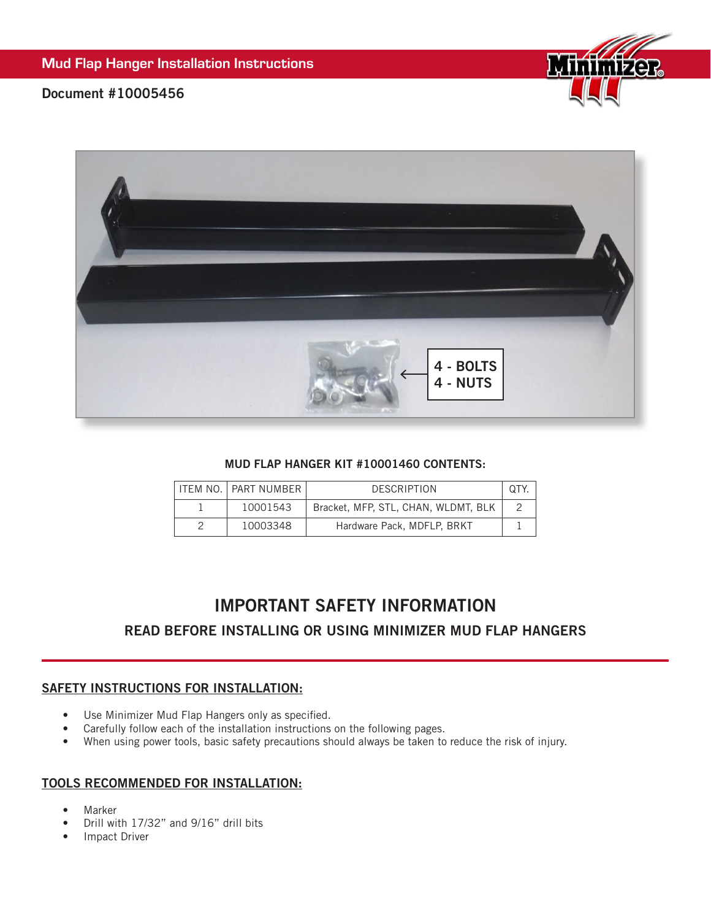# Mud Flap Hanger Installation Instructions

**Document #10005456**

4 - BOLTS
4 - NUTS

**MUD FLAP HANGER KIT #10001460 CONTENTS:**

| ITEM NO. | PART NUMBER | DESCRIPTION | QTY. |
| --- | --- | --- | --- |
| 1 | 10001543 | Bracket, MFP, STL, CHAN, WLDMT, BLK | 2 |
| 2 | 10003348 | Hardware Pack, MDFLP, BRKT | 1 |

## IMPORTANT SAFETY INFORMATION

### READ BEFORE INSTALLING OR USING MINIMIZER MUD FLAP HANGERS

### SAFETY INSTRUCTIONS FOR INSTALLATION:

- Use Minimizer Mud Flap Hangers only as specified.
- Carefully follow each of the installation instructions on the following pages.
- When using power tools, basic safety precautions should always be taken to reduce the risk of injury.

### TOOLS RECOMMENDED FOR INSTALLATION:

- Marker
- Drill with 17/32" and 9/16" drill bits
- Impact Driver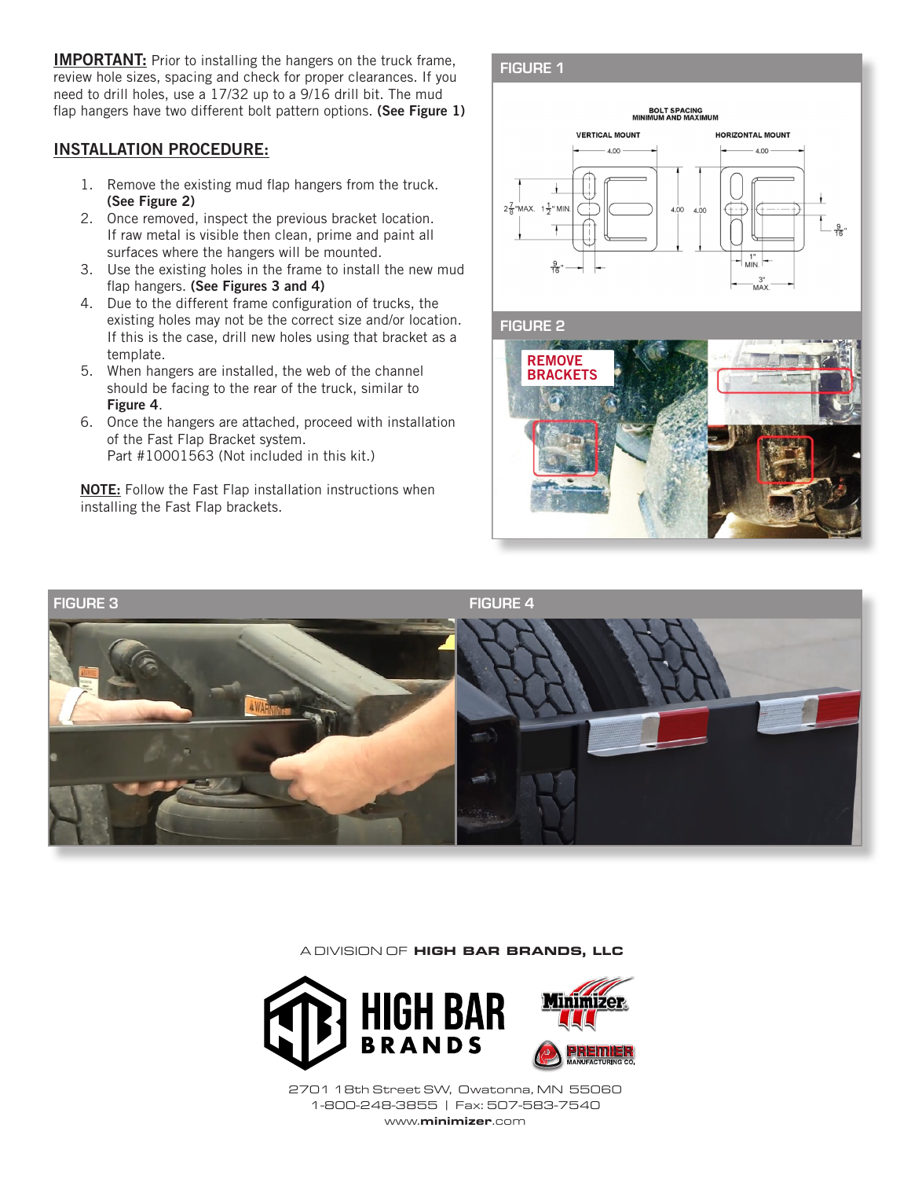**IMPORTANT:** Prior to installing the hangers on the truck frame, review hole sizes, spacing and check for proper clearances. If you need to drill holes, use a 17/32 up to a 9/16 drill bit. The mud flap hangers have two different bolt pattern options. **(See Figure 1)**

## INSTALLATION PROCEDURE:

1. Remove the existing mud flap hangers from the truck. **(See Figure 2)**
2. Once removed, inspect the previous bracket location. If raw metal is visible then clean, prime and paint all surfaces where the hangers will be mounted.
3. Use the existing holes in the frame to install the new mud flap hangers. **(See Figures 3 and 4)**
4. Due to the different frame configuration of trucks, the existing holes may not be the correct size and/or location. If this is the case, drill new holes using that bracket as a template.
5. When hangers are installed, the web of the channel should be facing to the rear of the truck, similar to **Figure 4**.
6. Once the hangers are attached, proceed with installation of the Fast Flap Bracket system. Part #10001563 (Not included in this kit.)

**NOTE:** Follow the Fast Flap installation instructions when installing the Fast Flap brackets.

FIGURE 1

BOLT SPACING
MINIMUM AND MAXIMUM

VERTICAL MOUNT

HORIZONTAL MOUNT

4.00

4.00

$2\frac{7}{8}$"MAX.

$1\frac{1}{2}$" MIN.

4.00

4.00

$\frac{9}{16}$"

$\frac{9}{16}$"

1" MIN.

3" MAX.

FIGURE 2

REMOVE BRACKETS

FIGURE 3

FIGURE 4

A DIVISION OF **HIGH BAR BRANDS, LLC**

HIGH BAR BRANDS

Minimizer

PREMIER MANUFACTURING CO.

2701 18th Street SW, Owatonna, MN 55060
1-800-248-3855 | Fax: 507-583-7540
www.**minimizer**.com